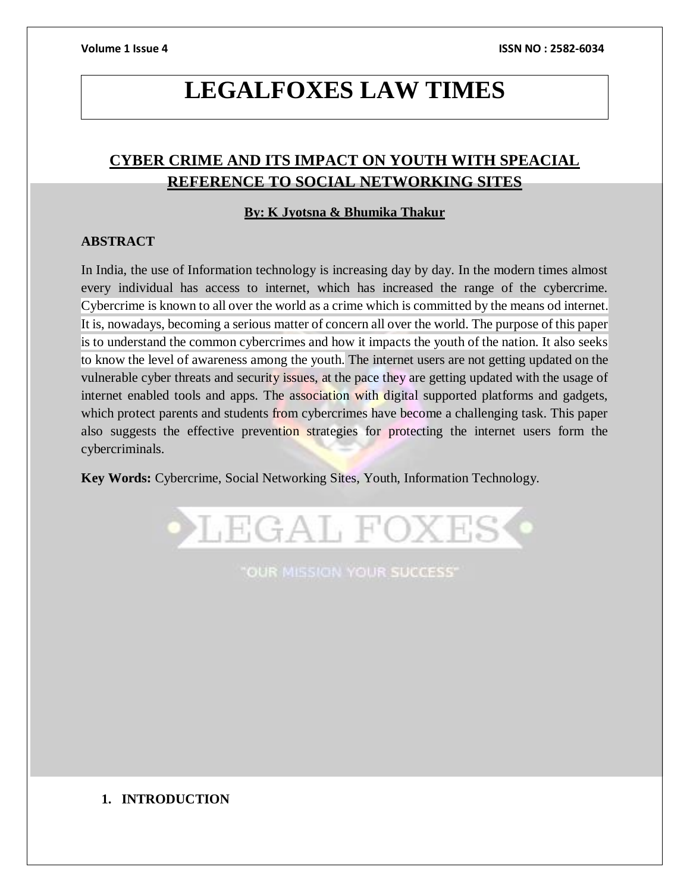# LEGALFOXES LAW TIMES

## CYBER CRIME AND ITS IMPACT ON YOUTH WITH SPEACIAL REFERENCE TO SOCIAL NETWORKING SITES

**By: K Jyotsna & Bhumika Thakur**

**ABSTRACT**

In India, the use of Information technology is increasing day by day. In the modern times almost every individual has access to internet, which has increased the range of the cybercrime. Cybercrime is known to all over the world as a crime which is committed by the means od internet. It is, nowadays, becoming a serious matter of concern all over the world. The purpose of this paper is to understand the common cybercrimes and how it impacts the youth of the nation. It also seeks to know the level of awareness among the youth. The internet users are not getting updated on the vulnerable cyber threats and security issues, at the pace they are getting updated with the usage of internet enabled tools and apps. The association with digital supported platforms and gadgets, which protect parents and students from cybercrimes have become a challenging task. This paper also suggests the effective prevention strategies for protecting the internet users form the cybercriminals.

**Key Words:** Cybercrime, Social Networking Sites, Youth, Information Technology.

## 1. INTRODUCTION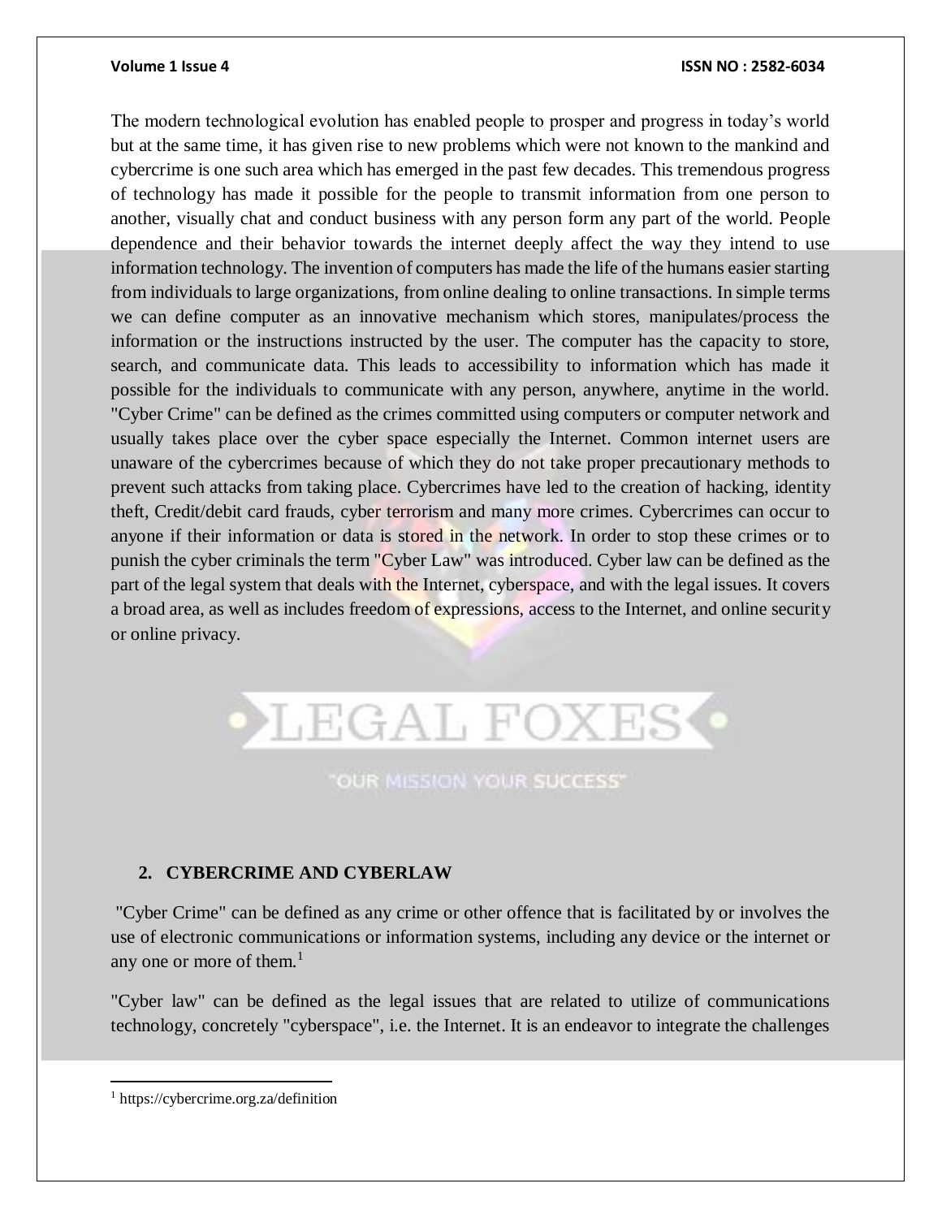The modern technological evolution has enabled people to prosper and progress in today's world but at the same time, it has given rise to new problems which were not known to the mankind and cybercrime is one such area which has emerged in the past few decades. This tremendous progress of technology has made it possible for the people to transmit information from one person to another, visually chat and conduct business with any person form any part of the world. People dependence and their behavior towards the internet deeply affect the way they intend to use information technology. The invention of computers has made the life of the humans easier starting from individuals to large organizations, from online dealing to online transactions. In simple terms we can define computer as an innovative mechanism which stores, manipulates/process the information or the instructions instructed by the user. The computer has the capacity to store, search, and communicate data. This leads to accessibility to information which has made it possible for the individuals to communicate with any person, anywhere, anytime in the world. "Cyber Crime" can be defined as the crimes committed using computers or computer network and usually takes place over the cyber space especially the Internet. Common internet users are unaware of the cybercrimes because of which they do not take proper precautionary methods to prevent such attacks from taking place. Cybercrimes have led to the creation of hacking, identity theft, Credit/debit card frauds, cyber terrorism and many more crimes. Cybercrimes can occur to anyone if their information or data is stored in the network. In order to stop these crimes or to punish the cyber criminals the term "Cyber Law" was introduced. Cyber law can be defined as the part of the legal system that deals with the Internet, cyberspace, and with the legal issues. It covers a broad area, as well as includes freedom of expressions, access to the Internet, and online security or online privacy.

## 2. CYBERCRIME AND CYBERLAW

"Cyber Crime" can be defined as any crime or other offence that is facilitated by or involves the use of electronic communications or information systems, including any device or the internet or any one or more of them.[1]

"Cyber law" can be defined as the legal issues that are related to utilize of communications technology, concretely "cyberspace", i.e. the Internet. It is an endeavor to integrate the challenges

[1] https://cybercrime.org.za/definition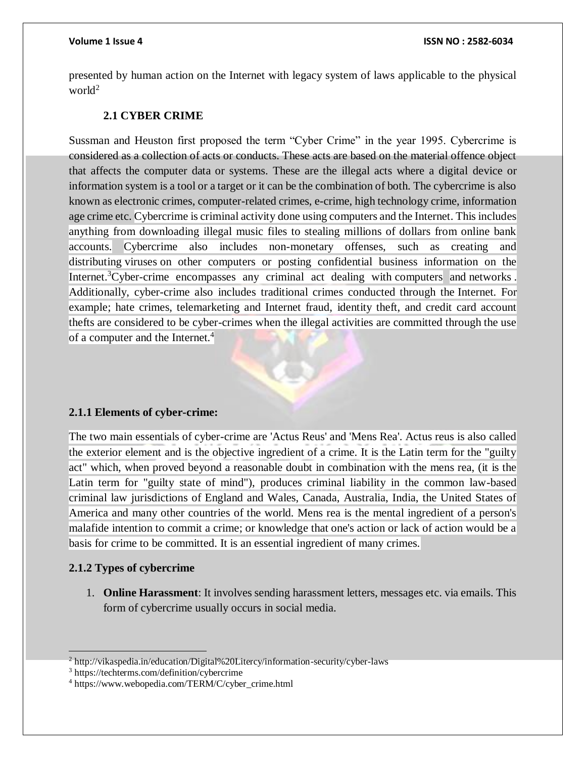presented by human action on the Internet with legacy system of laws applicable to the physical world[2]

### 2.1 CYBER CRIME

Sussman and Heuston first proposed the term "Cyber Crime" in the year 1995. Cybercrime is considered as a collection of acts or conducts. These acts are based on the material offence object that affects the computer data or systems. These are the illegal acts where a digital device or information system is a tool or a target or it can be the combination of both. The cybercrime is also known as electronic crimes, computer-related crimes, e-crime, high technology crime, information age crime etc. Cybercrime is criminal activity done using computers and the Internet. This includes anything from downloading illegal music files to stealing millions of dollars from online bank accounts. Cybercrime also includes non-monetary offenses, such as creating and distributing viruses on other computers or posting confidential business information on the Internet.[3]Cyber-crime encompasses any criminal act dealing with computers and networks . Additionally, cyber-crime also includes traditional crimes conducted through the Internet. For example; hate crimes, telemarketing and Internet fraud, identity theft, and credit card account thefts are considered to be cyber-crimes when the illegal activities are committed through the use of a computer and the Internet.[4]

#### 2.1.1 Elements of cyber-crime:

The two main essentials of cyber-crime are 'Actus Reus' and 'Mens Rea'. Actus reus is also called the exterior element and is the objective ingredient of a crime. It is the Latin term for the "guilty act" which, when proved beyond a reasonable doubt in combination with the mens rea, (it is the Latin term for "guilty state of mind"), produces criminal liability in the common law-based criminal law jurisdictions of England and Wales, Canada, Australia, India, the United States of America and many other countries of the world. Mens rea is the mental ingredient of a person's malafide intention to commit a crime; or knowledge that one's action or lack of action would be a basis for crime to be committed. It is an essential ingredient of many crimes.

#### 2.1.2 Types of cybercrime

1. **Online Harassment**: It involves sending harassment letters, messages etc. via emails. This form of cybercrime usually occurs in social media.

---

[2] http://vikaspedia.in/education/Digital%20Litercy/information-security/cyber-laws

[3] https://techterms.com/definition/cybercrime

[4] https://www.webopedia.com/TERM/C/cyber_crime.html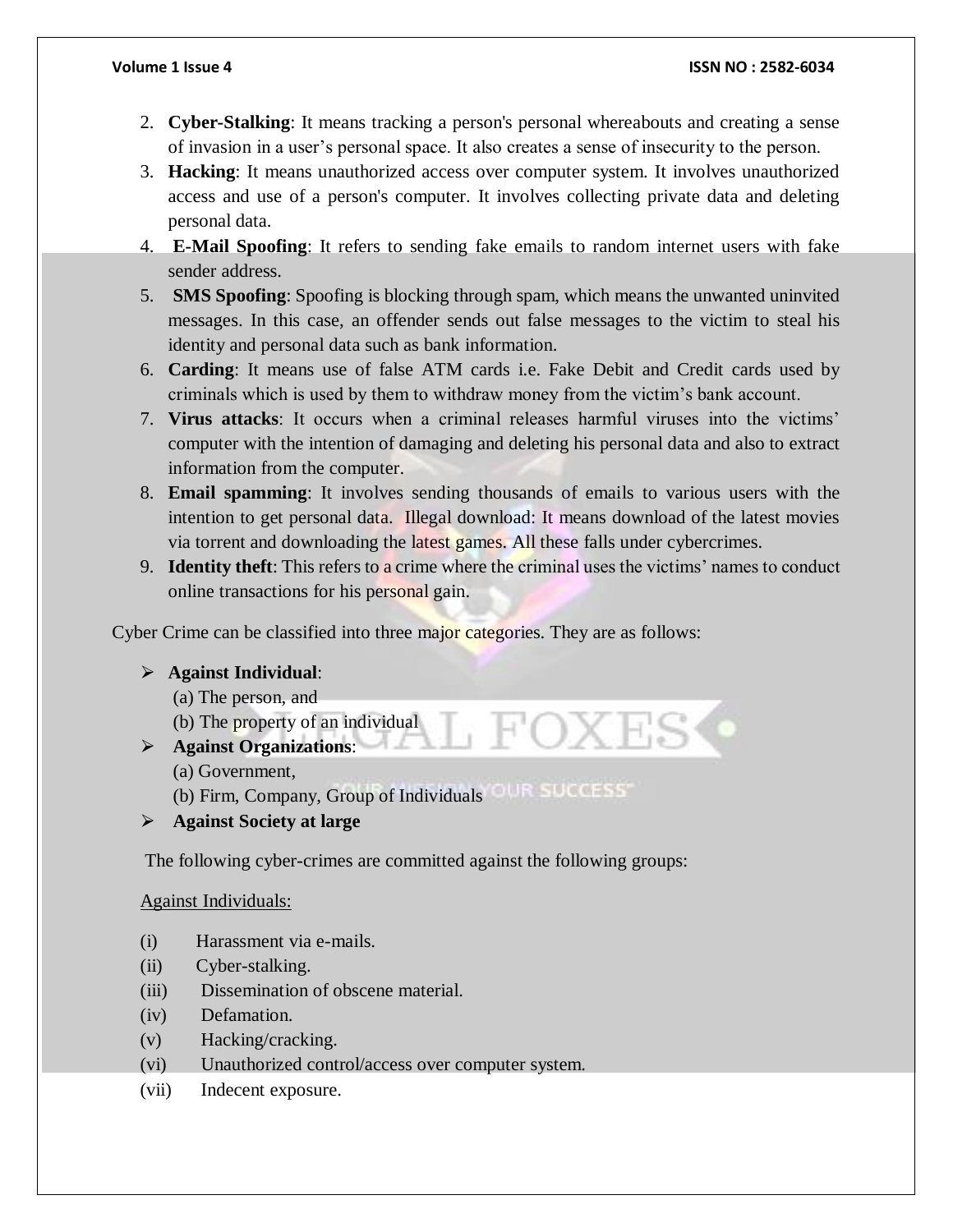2. **Cyber-Stalking**: It means tracking a person's personal whereabouts and creating a sense of invasion in a user's personal space. It also creates a sense of insecurity to the person.
3. **Hacking**: It means unauthorized access over computer system. It involves unauthorized access and use of a person's computer. It involves collecting private data and deleting personal data.
4. **E-Mail Spoofing**: It refers to sending fake emails to random internet users with fake sender address.
5. **SMS Spoofing**: Spoofing is blocking through spam, which means the unwanted uninvited messages. In this case, an offender sends out false messages to the victim to steal his identity and personal data such as bank information.
6. **Carding**: It means use of false ATM cards i.e. Fake Debit and Credit cards used by criminals which is used by them to withdraw money from the victim's bank account.
7. **Virus attacks**: It occurs when a criminal releases harmful viruses into the victims' computer with the intention of damaging and deleting his personal data and also to extract information from the computer.
8. **Email spamming**: It involves sending thousands of emails to various users with the intention to get personal data. Illegal download: It means download of the latest movies via torrent and downloading the latest games. All these falls under cybercrimes.
9. **Identity theft**: This refers to a crime where the criminal uses the victims' names to conduct online transactions for his personal gain.

Cyber Crime can be classified into three major categories. They are as follows:

- **Against Individual**:
  (a) The person, and
  (b) The property of an individual
- **Against Organizations**:
  (a) Government,
  (b) Firm, Company, Group of Individuals
- **Against Society at large**

The following cyber-crimes are committed against the following groups:

<u>Against Individuals:</u>

(i) Harassment via e-mails.
(ii) Cyber-stalking.
(iii) Dissemination of obscene material.
(iv) Defamation.
(v) Hacking/cracking.
(vi) Unauthorized control/access over computer system.
(vii) Indecent exposure.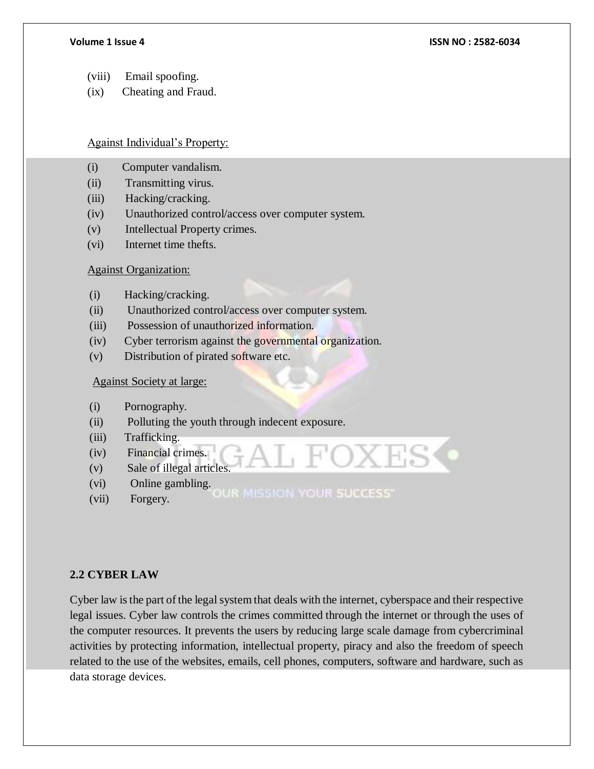(viii) Email spoofing.
(ix) Cheating and Fraud.

Against Individual's Property:

(i) Computer vandalism.
(ii) Transmitting virus.
(iii) Hacking/cracking.
(iv) Unauthorized control/access over computer system.
(v) Intellectual Property crimes.
(vi) Internet time thefts.

Against Organization:

(i) Hacking/cracking.
(ii) Unauthorized control/access over computer system.
(iii) Possession of unauthorized information.
(iv) Cyber terrorism against the governmental organization.
(v) Distribution of pirated software etc.

Against Society at large:

(i) Pornography.
(ii) Polluting the youth through indecent exposure.
(iii) Trafficking.
(iv) Financial crimes.
(v) Sale of illegal articles.
(vi) Online gambling.
(vii) Forgery.

## 2.2 CYBER LAW

Cyber law is the part of the legal system that deals with the internet, cyberspace and their respective legal issues. Cyber law controls the crimes committed through the internet or through the uses of the computer resources. It prevents the users by reducing large scale damage from cybercriminal activities by protecting information, intellectual property, piracy and also the freedom of speech related to the use of the websites, emails, cell phones, computers, software and hardware, such as data storage devices.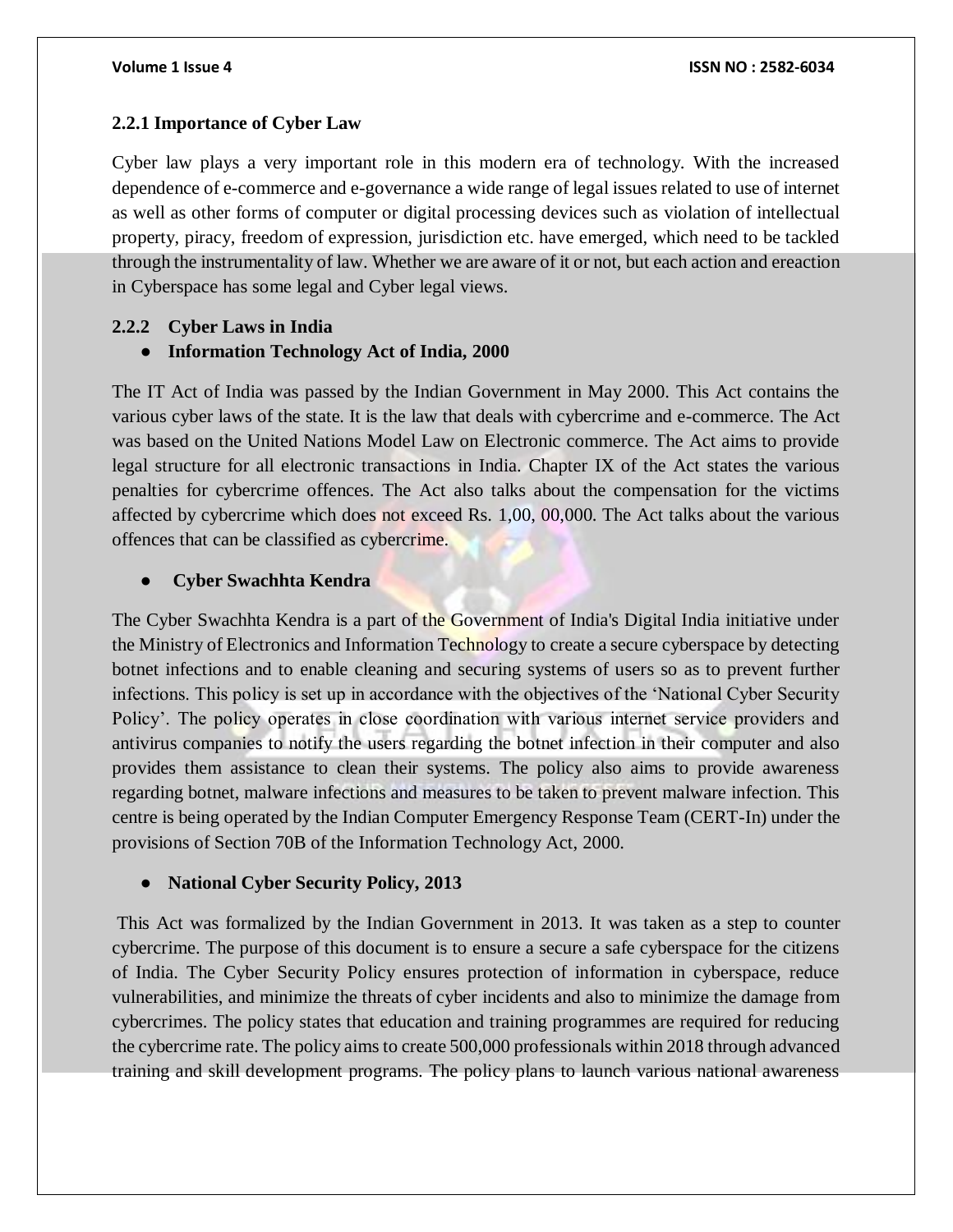### 2.2.1 Importance of Cyber Law

Cyber law plays a very important role in this modern era of technology. With the increased dependence of e-commerce and e-governance a wide range of legal issues related to use of internet as well as other forms of computer or digital processing devices such as violation of intellectual property, piracy, freedom of expression, jurisdiction etc. have emerged, which need to be tackled through the instrumentality of law. Whether we are aware of it or not, but each action and ereaction in Cyberspace has some legal and Cyber legal views.

### 2.2.2 Cyber Laws in India

- **Information Technology Act of India, 2000**

The IT Act of India was passed by the Indian Government in May 2000. This Act contains the various cyber laws of the state. It is the law that deals with cybercrime and e-commerce. The Act was based on the United Nations Model Law on Electronic commerce. The Act aims to provide legal structure for all electronic transactions in India. Chapter IX of the Act states the various penalties for cybercrime offences. The Act also talks about the compensation for the victims affected by cybercrime which does not exceed Rs. 1,00, 00,000. The Act talks about the various offences that can be classified as cybercrime.

- **Cyber Swachhta Kendra**

The Cyber Swachhta Kendra is a part of the Government of India's Digital India initiative under the Ministry of Electronics and Information Technology to create a secure cyberspace by detecting botnet infections and to enable cleaning and securing systems of users so as to prevent further infections. This policy is set up in accordance with the objectives of the 'National Cyber Security Policy'. The policy operates in close coordination with various internet service providers and antivirus companies to notify the users regarding the botnet infection in their computer and also provides them assistance to clean their systems. The policy also aims to provide awareness regarding botnet, malware infections and measures to be taken to prevent malware infection. This centre is being operated by the Indian Computer Emergency Response Team (CERT-In) under the provisions of Section 70B of the Information Technology Act, 2000.

- **National Cyber Security Policy, 2013**

This Act was formalized by the Indian Government in 2013. It was taken as a step to counter cybercrime. The purpose of this document is to ensure a secure a safe cyberspace for the citizens of India. The Cyber Security Policy ensures protection of information in cyberspace, reduce vulnerabilities, and minimize the threats of cyber incidents and also to minimize the damage from cybercrimes. The policy states that education and training programmes are required for reducing the cybercrime rate. The policy aims to create 500,000 professionals within 2018 through advanced training and skill development programs. The policy plans to launch various national awareness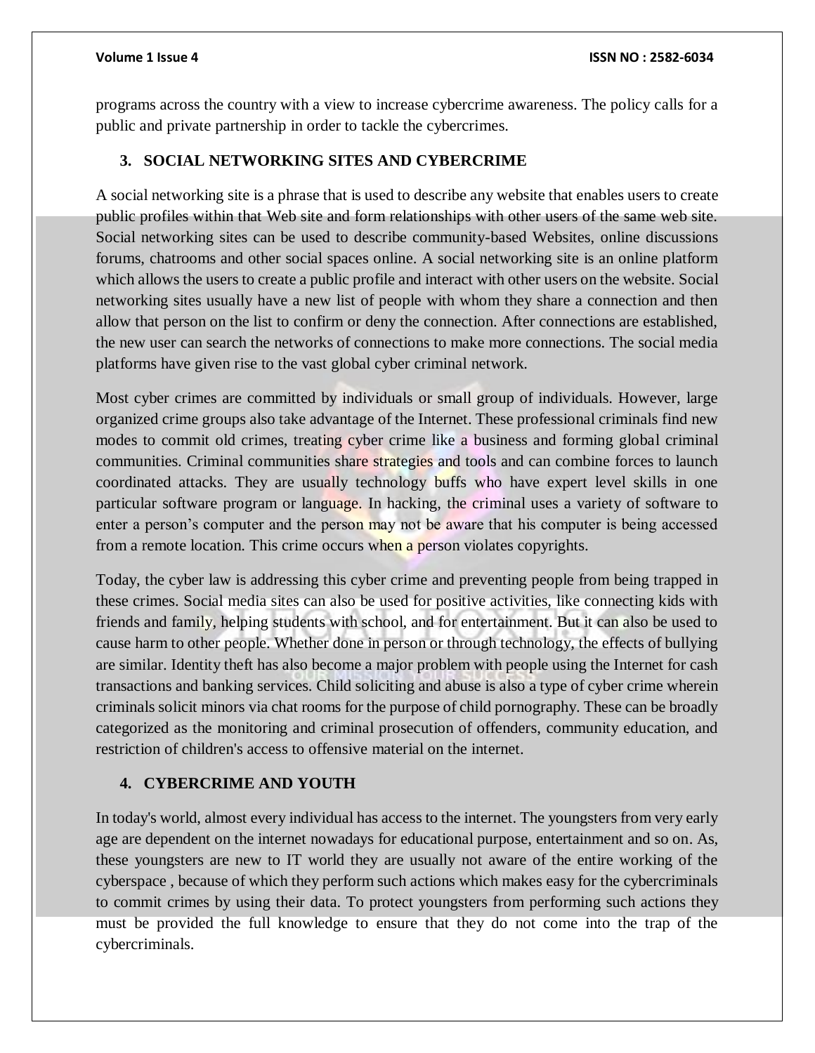programs across the country with a view to increase cybercrime awareness. The policy calls for a public and private partnership in order to tackle the cybercrimes.

## 3. SOCIAL NETWORKING SITES AND CYBERCRIME

A social networking site is a phrase that is used to describe any website that enables users to create public profiles within that Web site and form relationships with other users of the same web site. Social networking sites can be used to describe community-based Websites, online discussions forums, chatrooms and other social spaces online. A social networking site is an online platform which allows the users to create a public profile and interact with other users on the website. Social networking sites usually have a new list of people with whom they share a connection and then allow that person on the list to confirm or deny the connection. After connections are established, the new user can search the networks of connections to make more connections. The social media platforms have given rise to the vast global cyber criminal network.

Most cyber crimes are committed by individuals or small group of individuals. However, large organized crime groups also take advantage of the Internet. These professional criminals find new modes to commit old crimes, treating cyber crime like a business and forming global criminal communities. Criminal communities share strategies and tools and can combine forces to launch coordinated attacks. They are usually technology buffs who have expert level skills in one particular software program or language. In hacking, the criminal uses a variety of software to enter a person's computer and the person may not be aware that his computer is being accessed from a remote location. This crime occurs when a person violates copyrights.

Today, the cyber law is addressing this cyber crime and preventing people from being trapped in these crimes. Social media sites can also be used for positive activities, like connecting kids with friends and family, helping students with school, and for entertainment. But it can also be used to cause harm to other people. Whether done in person or through technology, the effects of bullying are similar. Identity theft has also become a major problem with people using the Internet for cash transactions and banking services. Child soliciting and abuse is also a type of cyber crime wherein criminals solicit minors via chat rooms for the purpose of child pornography. These can be broadly categorized as the monitoring and criminal prosecution of offenders, community education, and restriction of children's access to offensive material on the internet.

## 4. CYBERCRIME AND YOUTH

In today's world, almost every individual has access to the internet. The youngsters from very early age are dependent on the internet nowadays for educational purpose, entertainment and so on. As, these youngsters are new to IT world they are usually not aware of the entire working of the cyberspace , because of which they perform such actions which makes easy for the cybercriminals to commit crimes by using their data. To protect youngsters from performing such actions they must be provided the full knowledge to ensure that they do not come into the trap of the cybercriminals.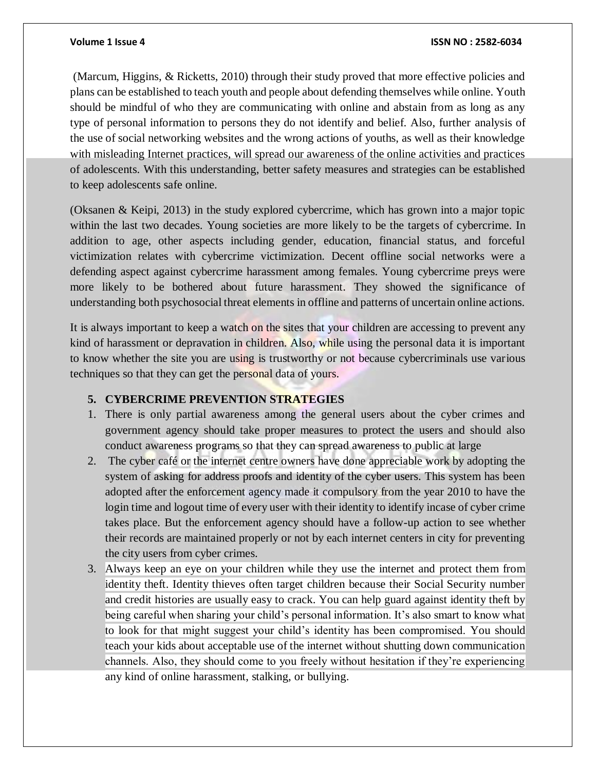(Marcum, Higgins, & Ricketts, 2010) through their study proved that more effective policies and plans can be established to teach youth and people about defending themselves while online. Youth should be mindful of who they are communicating with online and abstain from as long as any type of personal information to persons they do not identify and belief. Also, further analysis of the use of social networking websites and the wrong actions of youths, as well as their knowledge with misleading Internet practices, will spread our awareness of the online activities and practices of adolescents. With this understanding, better safety measures and strategies can be established to keep adolescents safe online.

(Oksanen & Keipi, 2013) in the study explored cybercrime, which has grown into a major topic within the last two decades. Young societies are more likely to be the targets of cybercrime. In addition to age, other aspects including gender, education, financial status, and forceful victimization relates with cybercrime victimization. Decent offline social networks were a defending aspect against cybercrime harassment among females. Young cybercrime preys were more likely to be bothered about future harassment. They showed the significance of understanding both psychosocial threat elements in offline and patterns of uncertain online actions.

It is always important to keep a watch on the sites that your children are accessing to prevent any kind of harassment or depravation in children. Also, while using the personal data it is important to know whether the site you are using is trustworthy or not because cybercriminals use various techniques so that they can get the personal data of yours.

## 5. CYBERCRIME PREVENTION STRATEGIES

1. There is only partial awareness among the general users about the cyber crimes and government agency should take proper measures to protect the users and should also conduct awareness programs so that they can spread awareness to public at large
2. The cyber café or the internet centre owners have done appreciable work by adopting the system of asking for address proofs and identity of the cyber users. This system has been adopted after the enforcement agency made it compulsory from the year 2010 to have the login time and logout time of every user with their identity to identify incase of cyber crime takes place. But the enforcement agency should have a follow-up action to see whether their records are maintained properly or not by each internet centers in city for preventing the city users from cyber crimes.
3. Always keep an eye on your children while they use the internet and protect them from identity theft. Identity thieves often target children because their Social Security number and credit histories are usually easy to crack. You can help guard against identity theft by being careful when sharing your child's personal information. It's also smart to know what to look for that might suggest your child's identity has been compromised. You should teach your kids about acceptable use of the internet without shutting down communication channels. Also, they should come to you freely without hesitation if they're experiencing any kind of online harassment, stalking, or bullying.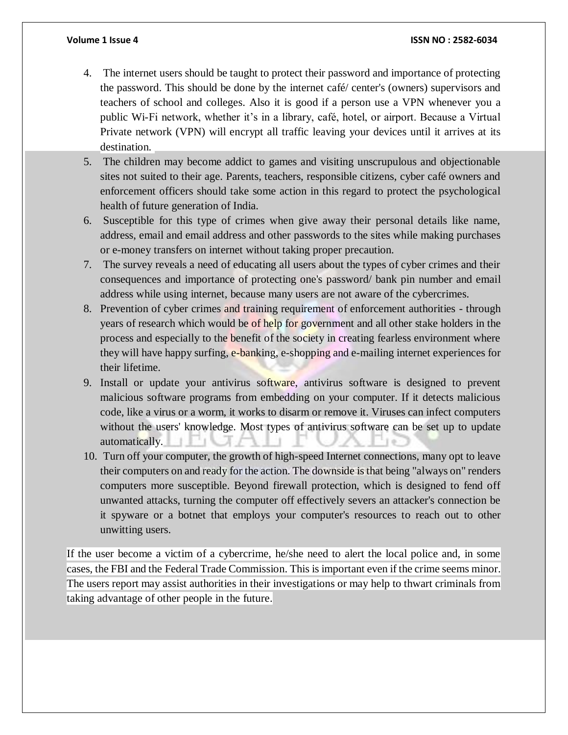4. The internet users should be taught to protect their password and importance of protecting the password. This should be done by the internet café/ center's (owners) supervisors and teachers of school and colleges. Also it is good if a person use a VPN whenever you a public Wi-Fi network, whether it's in a library, café, hotel, or airport. Because a Virtual Private network (VPN) will encrypt all traffic leaving your devices until it arrives at its destination.
5. The children may become addict to games and visiting unscrupulous and objectionable sites not suited to their age. Parents, teachers, responsible citizens, cyber café owners and enforcement officers should take some action in this regard to protect the psychological health of future generation of India.
6. Susceptible for this type of crimes when give away their personal details like name, address, email and email address and other passwords to the sites while making purchases or e-money transfers on internet without taking proper precaution.
7. The survey reveals a need of educating all users about the types of cyber crimes and their consequences and importance of protecting one's password/ bank pin number and email address while using internet, because many users are not aware of the cybercrimes.
8. Prevention of cyber crimes and training requirement of enforcement authorities - through years of research which would be of help for government and all other stake holders in the process and especially to the benefit of the society in creating fearless environment where they will have happy surfing, e-banking, e-shopping and e-mailing internet experiences for their lifetime.
9. Install or update your antivirus software, antivirus software is designed to prevent malicious software programs from embedding on your computer. If it detects malicious code, like a virus or a worm, it works to disarm or remove it. Viruses can infect computers without the users' knowledge. Most types of antivirus software can be set up to update automatically.
10. Turn off your computer, the growth of high-speed Internet connections, many opt to leave their computers on and ready for the action. The downside is that being "always on" renders computers more susceptible. Beyond firewall protection, which is designed to fend off unwanted attacks, turning the computer off effectively severs an attacker's connection be it spyware or a botnet that employs your computer's resources to reach out to other unwitting users.

If the user become a victim of a cybercrime, he/she need to alert the local police and, in some cases, the FBI and the Federal Trade Commission. This is important even if the crime seems minor. The users report may assist authorities in their investigations or may help to thwart criminals from taking advantage of other people in the future.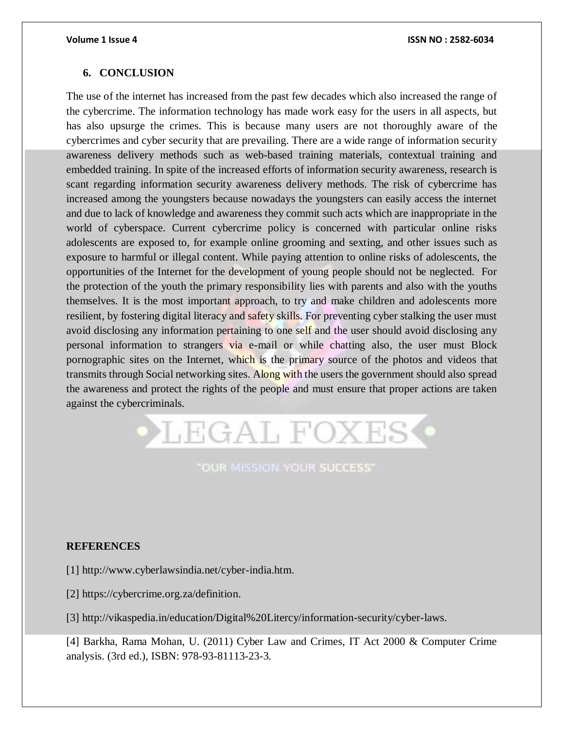## 6. CONCLUSION

The use of the internet has increased from the past few decades which also increased the range of the cybercrime. The information technology has made work easy for the users in all aspects, but has also upsurge the crimes. This is because many users are not thoroughly aware of the cybercrimes and cyber security that are prevailing. There are a wide range of information security awareness delivery methods such as web-based training materials, contextual training and embedded training. In spite of the increased efforts of information security awareness, research is scant regarding information security awareness delivery methods. The risk of cybercrime has increased among the youngsters because nowadays the youngsters can easily access the internet and due to lack of knowledge and awareness they commit such acts which are inappropriate in the world of cyberspace. Current cybercrime policy is concerned with particular online risks adolescents are exposed to, for example online grooming and sexting, and other issues such as exposure to harmful or illegal content. While paying attention to online risks of adolescents, the opportunities of the Internet for the development of young people should not be neglected. For the protection of the youth the primary responsibility lies with parents and also with the youths themselves. It is the most important approach, to try and make children and adolescents more resilient, by fostering digital literacy and safety skills. For preventing cyber stalking the user must avoid disclosing any information pertaining to one self and the user should avoid disclosing any personal information to strangers via e-mail or while chatting also, the user must Block pornographic sites on the Internet, which is the primary source of the photos and videos that transmits through Social networking sites. Along with the users the government should also spread the awareness and protect the rights of the people and must ensure that proper actions are taken against the cybercriminals.

## REFERENCES

[1] http://www.cyberlawsindia.net/cyber-india.htm.

[2] https://cybercrime.org.za/definition.

[3] http://vikaspedia.in/education/Digital%20Litercy/information-security/cyber-laws.

[4] Barkha, Rama Mohan, U. (2011) Cyber Law and Crimes, IT Act 2000 & Computer Crime analysis. (3rd ed.), ISBN: 978-93-81113-23-3.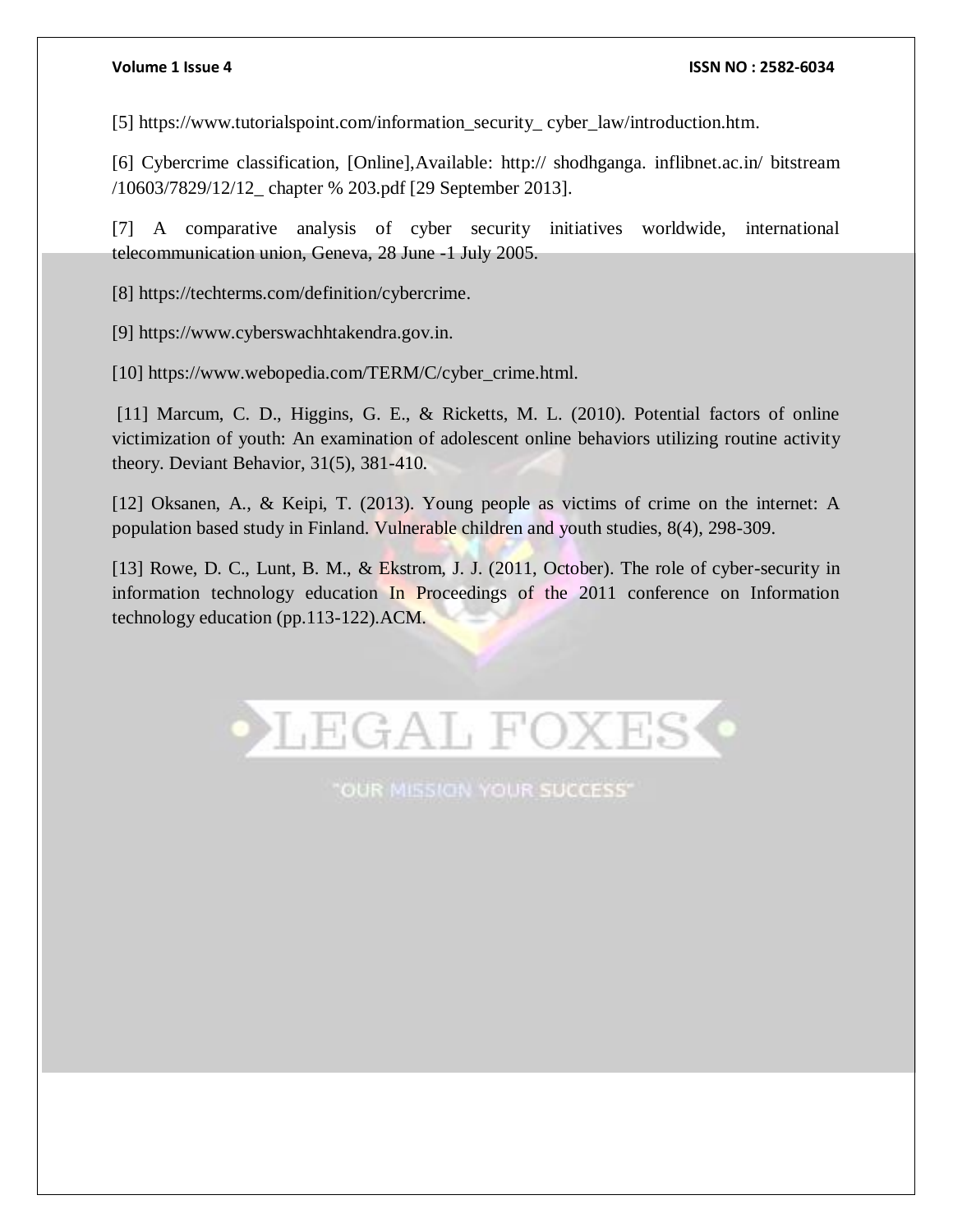[5] https://www.tutorialspoint.com/information_security_ cyber_law/introduction.htm.

[6] Cybercrime classification, [Online],Available: http:// shodhganga. inflibnet.ac.in/ bitstream /10603/7829/12/12_ chapter % 203.pdf [29 September 2013].

[7] A comparative analysis of cyber security initiatives worldwide, international telecommunication union, Geneva, 28 June -1 July 2005.

[8] https://techterms.com/definition/cybercrime.

[9] https://www.cyberswachhtakendra.gov.in.

[10] https://www.webopedia.com/TERM/C/cyber_crime.html.

[11] Marcum, C. D., Higgins, G. E., & Ricketts, M. L. (2010). Potential factors of online victimization of youth: An examination of adolescent online behaviors utilizing routine activity theory. Deviant Behavior, 31(5), 381-410.

[12] Oksanen, A., & Keipi, T. (2013). Young people as victims of crime on the internet: A population based study in Finland. Vulnerable children and youth studies, 8(4), 298-309.

[13] Rowe, D. C., Lunt, B. M., & Ekstrom, J. J. (2011, October). The role of cyber-security in information technology education In Proceedings of the 2011 conference on Information technology education (pp.113-122).ACM.